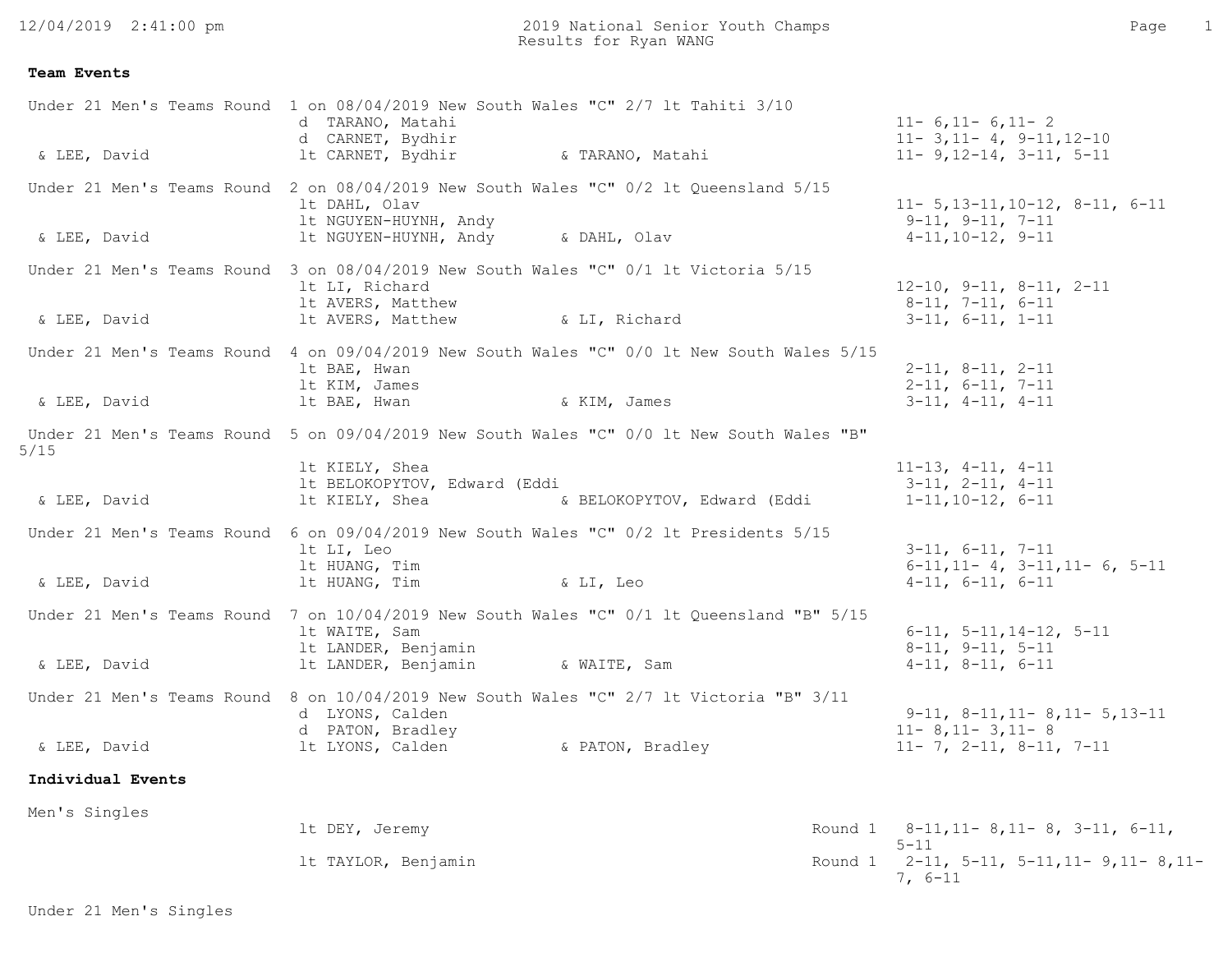2019 National Senior Youth Champs
Results for Ryan WANG

**Team Events**

**Under 21 Men's Teams Round 1 on 08/04/2019 New South Wales "C" 2/7 lt Tahiti 3/10**

| | | | |
|---|---|---|---|
| | d TARANO, Matahi | | 11- 6,11- 6,11- 2 |
| | d CARNET, Bydhir | | 11- 3,11- 4, 9-11,12-10 |
| & LEE, David | lt CARNET, Bydhir | & TARANO, Matahi | 11- 9,12-14, 3-11, 5-11 |

**Under 21 Men's Teams Round 2 on 08/04/2019 New South Wales "C" 0/2 lt Queensland 5/15**

| | | | |
|---|---|---|---|
| | lt DAHL, Olav | | 11- 5,13-11,10-12, 8-11, 6-11 |
| | lt NGUYEN-HUYNH, Andy | | 9-11, 9-11, 7-11 |
| & LEE, David | lt NGUYEN-HUYNH, Andy | & DAHL, Olav | 4-11,10-12, 9-11 |

**Under 21 Men's Teams Round 3 on 08/04/2019 New South Wales "C" 0/1 lt Victoria 5/15**

| | | | |
|---|---|---|---|
| | lt LI, Richard | | 12-10, 9-11, 8-11, 2-11 |
| | lt AVERS, Matthew | | 8-11, 7-11, 6-11 |
| & LEE, David | lt AVERS, Matthew | & LI, Richard | 3-11, 6-11, 1-11 |

**Under 21 Men's Teams Round 4 on 09/04/2019 New South Wales "C" 0/0 lt New South Wales 5/15**

| | | | |
|---|---|---|---|
| | lt BAE, Hwan | | 2-11, 8-11, 2-11 |
| | lt KIM, James | | 2-11, 6-11, 7-11 |
| & LEE, David | lt BAE, Hwan | & KIM, James | 3-11, 4-11, 4-11 |

**Under 21 Men's Teams Round 5 on 09/04/2019 New South Wales "C" 0/0 lt New South Wales "B" 5/15**

| | | | |
|---|---|---|---|
| | lt KIELY, Shea | | 11-13, 4-11, 4-11 |
| | lt BELOKOPYTOV, Edward (Eddi | | 3-11, 2-11, 4-11 |
| & LEE, David | lt KIELY, Shea | & BELOKOPYTOV, Edward (Eddi | 1-11,10-12, 6-11 |

**Under 21 Men's Teams Round 6 on 09/04/2019 New South Wales "C" 0/2 lt Presidents 5/15**

| | | | |
|---|---|---|---|
| | lt LI, Leo | | 3-11, 6-11, 7-11 |
| | lt HUANG, Tim | | 6-11,11- 4, 3-11,11- 6, 5-11 |
| & LEE, David | lt HUANG, Tim | & LI, Leo | 4-11, 6-11, 6-11 |

**Under 21 Men's Teams Round 7 on 10/04/2019 New South Wales "C" 0/1 lt Queensland "B" 5/15**

| | | | |
|---|---|---|---|
| | lt WAITE, Sam | | 6-11, 5-11,14-12, 5-11 |
| | lt LANDER, Benjamin | | 8-11, 9-11, 5-11 |
| & LEE, David | lt LANDER, Benjamin | & WAITE, Sam | 4-11, 8-11, 6-11 |

**Under 21 Men's Teams Round 8 on 10/04/2019 New South Wales "C" 2/7 lt Victoria "B" 3/11**

| | | | |
|---|---|---|---|
| | d LYONS, Calden | | 9-11, 8-11,11- 8,11- 5,13-11 |
| | d PATON, Bradley | | 11- 8,11- 3,11- 8 |
| & LEE, David | lt LYONS, Calden | & PATON, Bradley | 11- 7, 2-11, 8-11, 7-11 |

**Individual Events**

**Men's Singles**

| | | |
|---|---|---|
| lt DEY, Jeremy | Round 1 | 8-11,11- 8,11- 8, 3-11, 6-11, 5-11 |
| lt TAYLOR, Benjamin | Round 1 | 2-11, 5-11, 5-11,11- 9,11- 8,11- 7, 6-11 |

**Under 21 Men's Singles**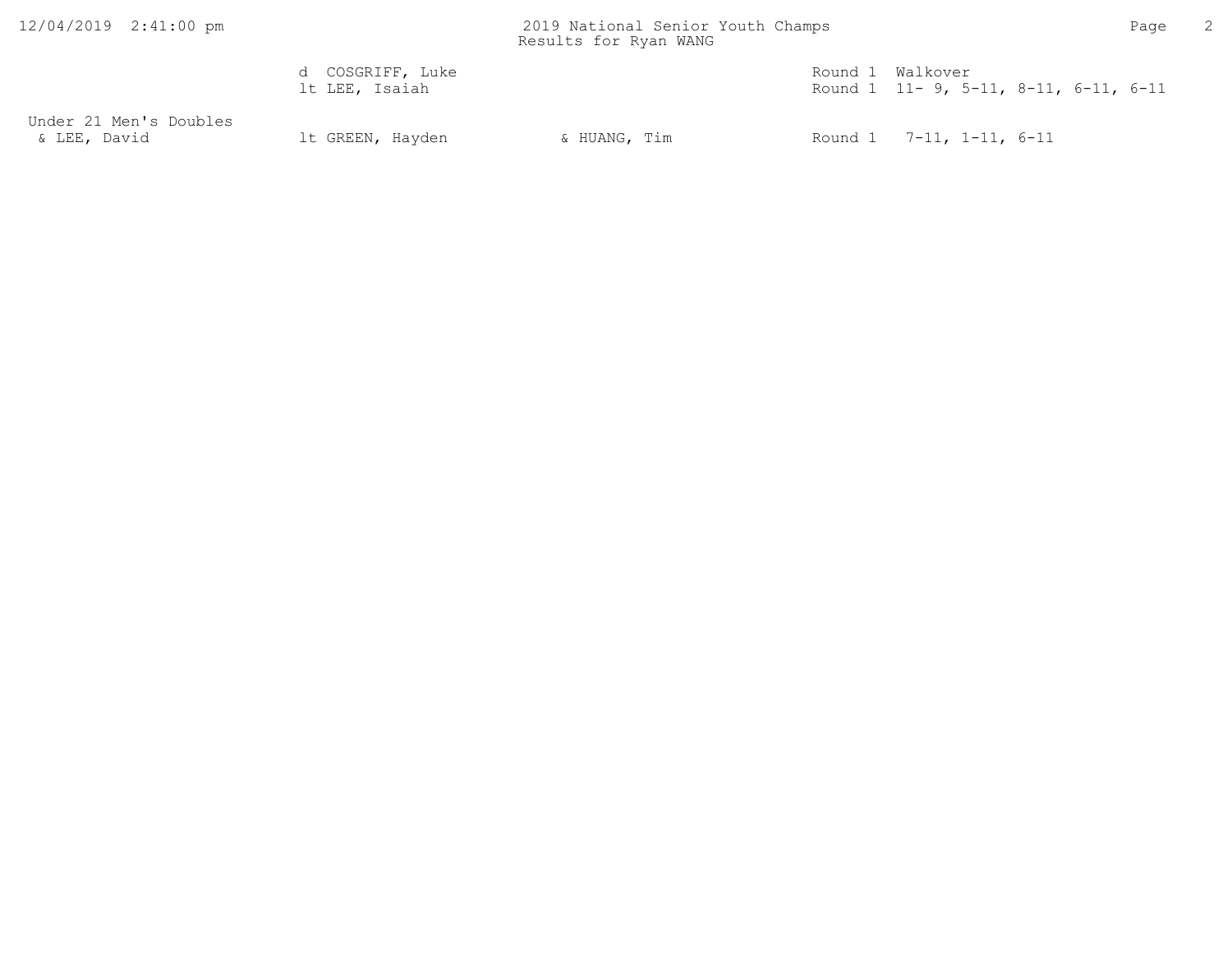| | | | | |
|---|---|---|---|---|
| | d COSGRIFF, Luke | | Round 1 | Walkover |
| | lt LEE, Isaiah | | Round 1 | 11- 9, 5-11, 8-11, 6-11, 6-11 |

Under 21 Men's Doubles

| | | | | |
|---|---|---|---|---|
| & LEE, David | lt GREEN, Hayden | & HUANG, Tim | Round 1 | 7-11, 1-11, 6-11 |